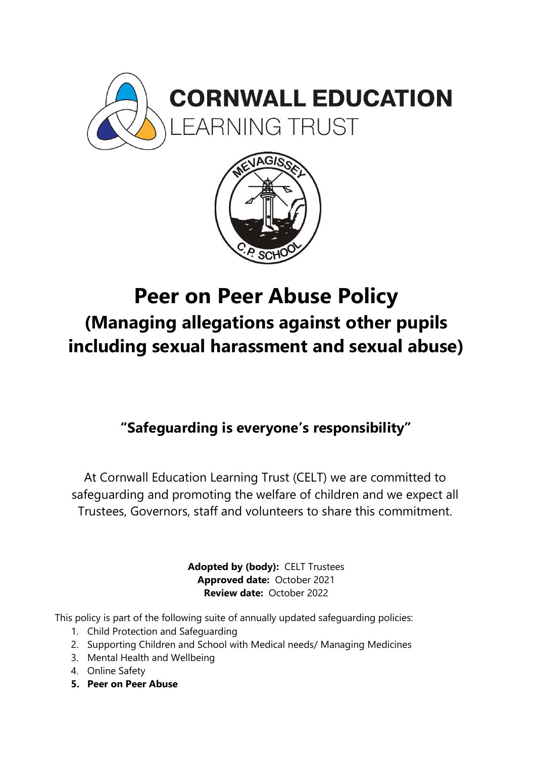CORNWALL EDUCATION LEARNING TRUST

MEVAGISSEY C.P. SCHOOL

# Peer on Peer Abuse Policy

## (Managing allegations against other pupils including sexual harassment and sexual abuse)

### "Safeguarding is everyone's responsibility"

At Cornwall Education Learning Trust (CELT) we are committed to safeguarding and promoting the welfare of children and we expect all Trustees, Governors, staff and volunteers to share this commitment.

**Adopted by (body):** CELT Trustees
**Approved date:** October 2021
**Review date:** October 2022

This policy is part of the following suite of annually updated safeguarding policies:

1. Child Protection and Safeguarding
2. Supporting Children and School with Medical needs/ Managing Medicines
3. Mental Health and Wellbeing
4. Online Safety
5. **Peer on Peer Abuse**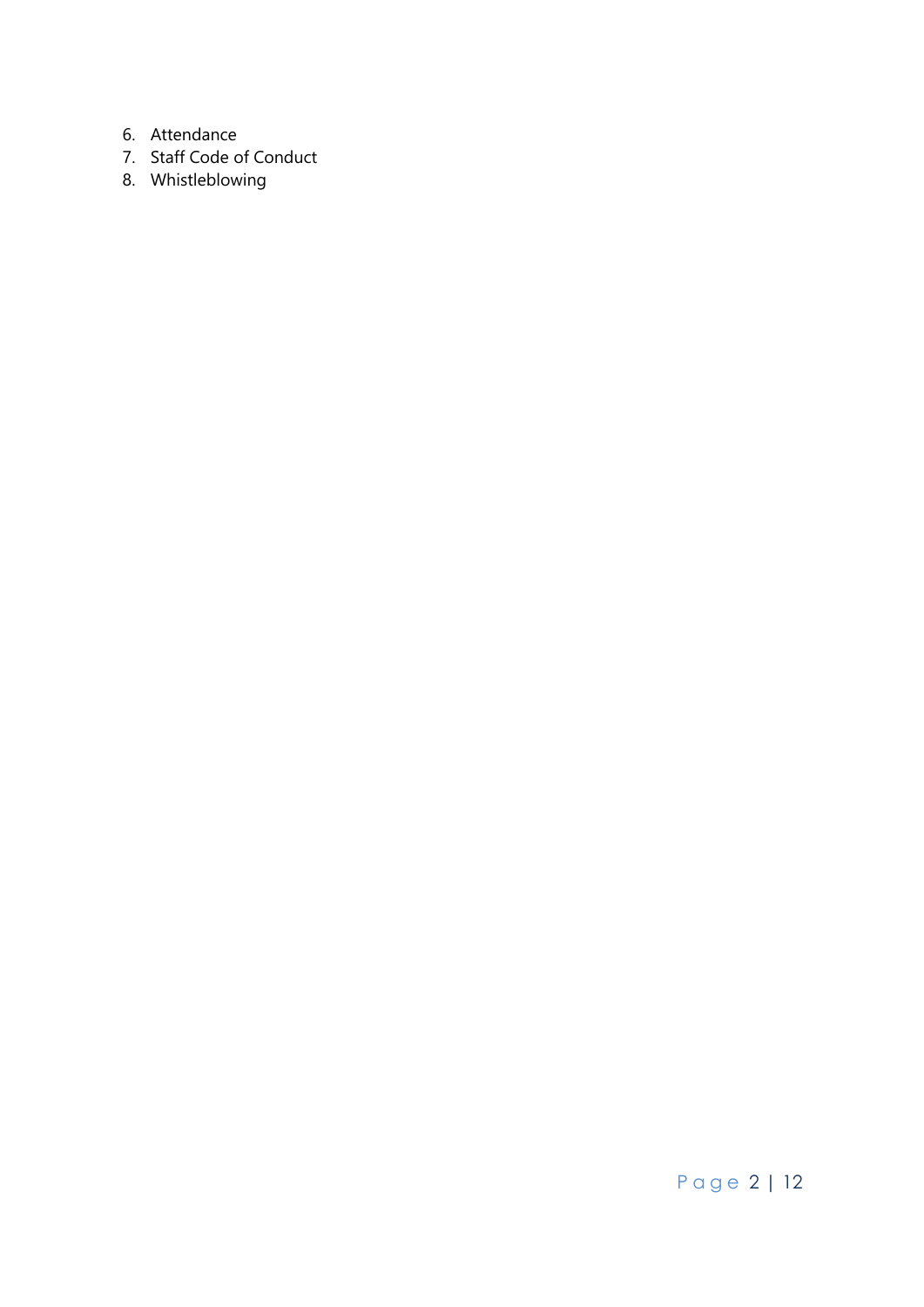6. Attendance
7. Staff Code of Conduct
8. Whistleblowing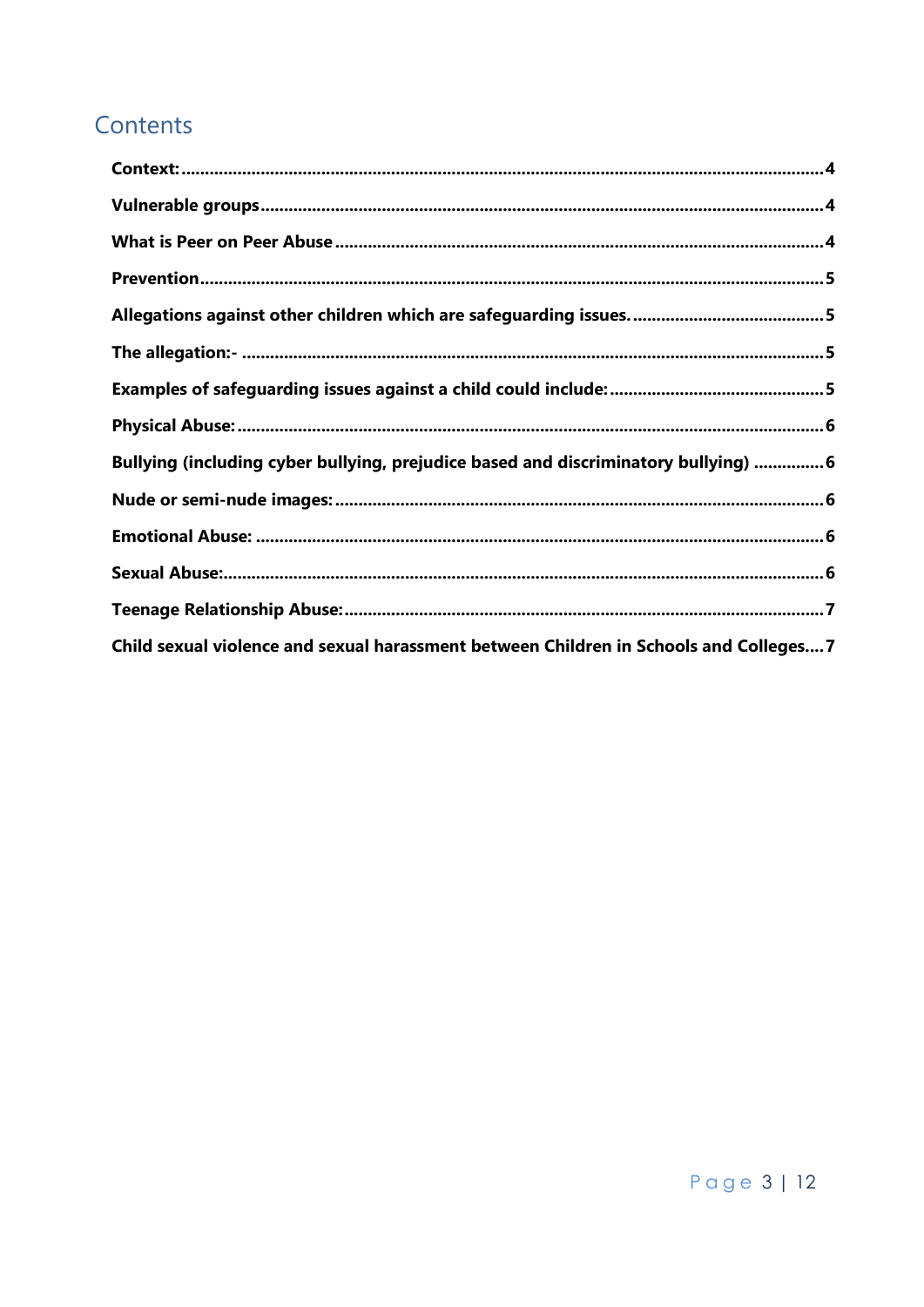## Contents

**Context:** ........................................................................................................................ 4

**Vulnerable groups** .............................................................................................................. 4

**What is Peer on Peer Abuse** ................................................................................................ 4

**Prevention** .......................................................................................................................... 5

**Allegations against other children which are safeguarding issues.** ..................................... 5

**The allegation:-** ................................................................................................................... 5

**Examples of safeguarding issues against a child could include:** ........................................... 5

**Physical Abuse:** .................................................................................................................... 6

**Bullying (including cyber bullying, prejudice based and discriminatory bullying)** ................. 6

**Nude or semi-nude images:** ................................................................................................. 6

**Emotional Abuse:** ................................................................................................................ 6

**Sexual Abuse:** ...................................................................................................................... 6

**Teenage Relationship Abuse:** ............................................................................................... 7

**Child sexual violence and sexual harassment between Children in Schools and Colleges** .... 7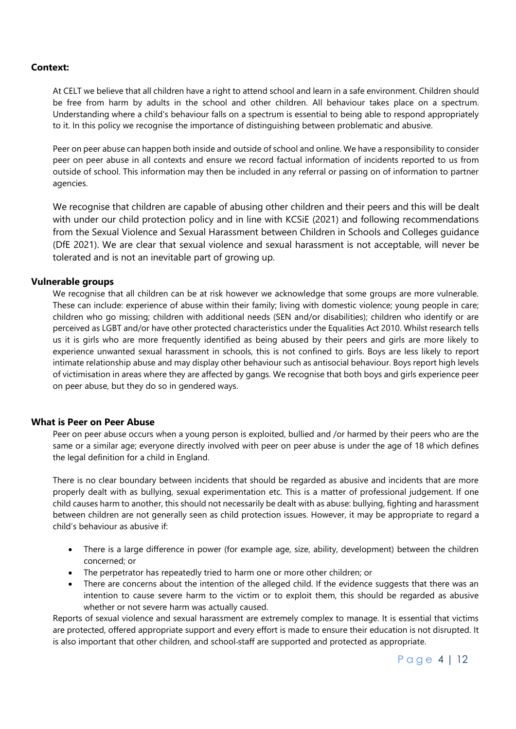## Context:

At CELT we believe that all children have a right to attend school and learn in a safe environment. Children should be free from harm by adults in the school and other children. All behaviour takes place on a spectrum. Understanding where a child's behaviour falls on a spectrum is essential to being able to respond appropriately to it. In this policy we recognise the importance of distinguishing between problematic and abusive.

Peer on peer abuse can happen both inside and outside of school and online. We have a responsibility to consider peer on peer abuse in all contexts and ensure we record factual information of incidents reported to us from outside of school. This information may then be included in any referral or passing on of information to partner agencies.

We recognise that children are capable of abusing other children and their peers and this will be dealt with under our child protection policy and in line with KCSiE (2021) and following recommendations from the Sexual Violence and Sexual Harassment between Children in Schools and Colleges guidance (DfE 2021). We are clear that sexual violence and sexual harassment is not acceptable, will never be tolerated and is not an inevitable part of growing up.

## Vulnerable groups

We recognise that all children can be at risk however we acknowledge that some groups are more vulnerable. These can include: experience of abuse within their family; living with domestic violence; young people in care; children who go missing; children with additional needs (SEN and/or disabilities); children who identify or are perceived as LGBT and/or have other protected characteristics under the Equalities Act 2010. Whilst research tells us it is girls who are more frequently identified as being abused by their peers and girls are more likely to experience unwanted sexual harassment in schools, this is not confined to girls. Boys are less likely to report intimate relationship abuse and may display other behaviour such as antisocial behaviour. Boys report high levels of victimisation in areas where they are affected by gangs. We recognise that both boys and girls experience peer on peer abuse, but they do so in gendered ways.

## What is Peer on Peer Abuse

Peer on peer abuse occurs when a young person is exploited, bullied and /or harmed by their peers who are the same or a similar age; everyone directly involved with peer on peer abuse is under the age of 18 which defines the legal definition for a child in England.

There is no clear boundary between incidents that should be regarded as abusive and incidents that are more properly dealt with as bullying, sexual experimentation etc. This is a matter of professional judgement. If one child causes harm to another, this should not necessarily be dealt with as abuse: bullying, fighting and harassment between children are not generally seen as child protection issues. However, it may be appropriate to regard a child's behaviour as abusive if:

- There is a large difference in power (for example age, size, ability, development) between the children concerned; or
- The perpetrator has repeatedly tried to harm one or more other children; or
- There are concerns about the intention of the alleged child. If the evidence suggests that there was an intention to cause severe harm to the victim or to exploit them, this should be regarded as abusive whether or not severe harm was actually caused.

Reports of sexual violence and sexual harassment are extremely complex to manage. It is essential that victims are protected, offered appropriate support and every effort is made to ensure their education is not disrupted. It is also important that other children, and school-staff are supported and protected as appropriate.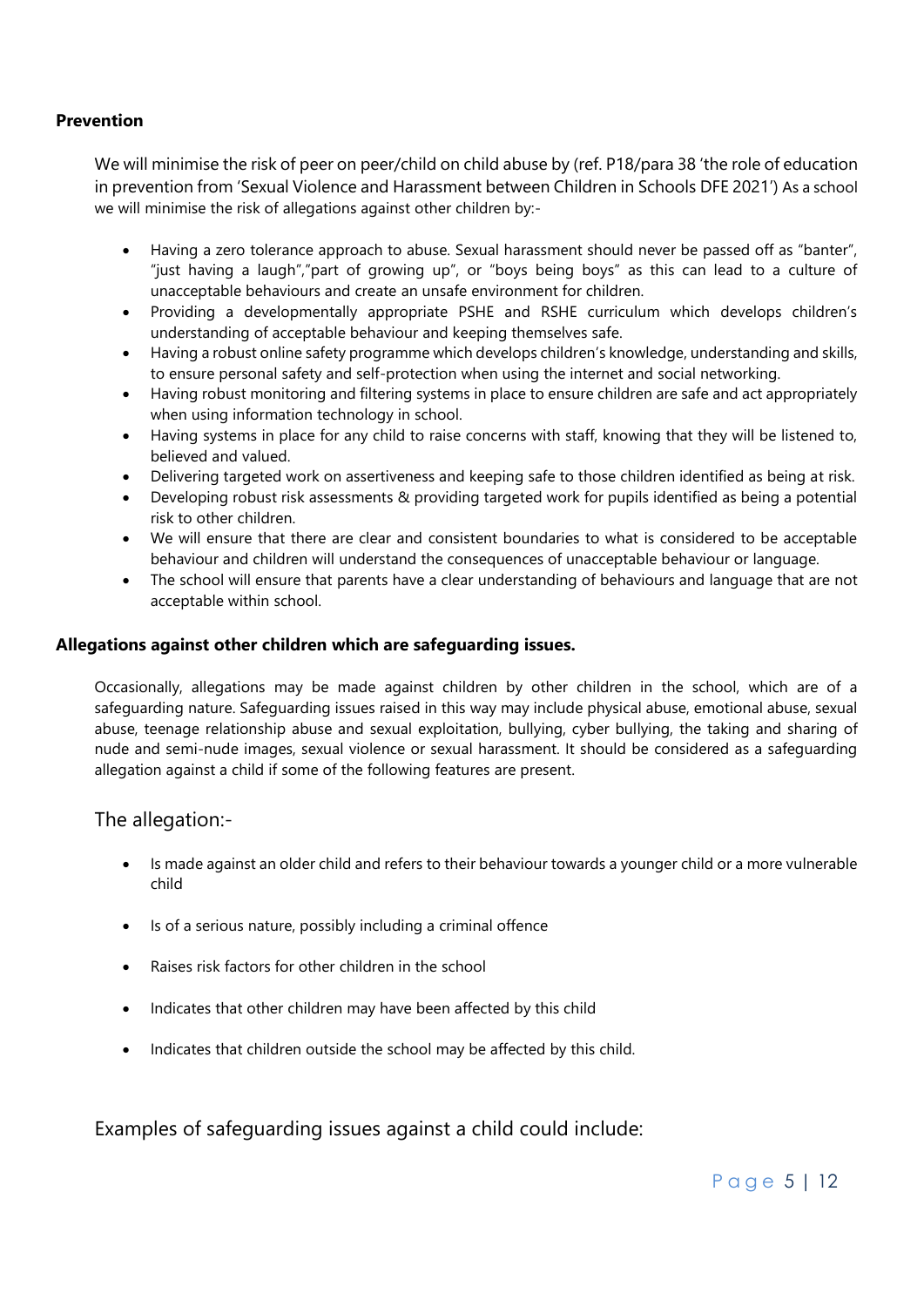**Prevention**

We will minimise the risk of peer on peer/child on child abuse by (ref. P18/para 38 'the role of education in prevention from 'Sexual Violence and Harassment between Children in Schools DFE 2021') As a school we will minimise the risk of allegations against other children by:-

- Having a zero tolerance approach to abuse. Sexual harassment should never be passed off as "banter", "just having a laugh","part of growing up", or "boys being boys" as this can lead to a culture of unacceptable behaviours and create an unsafe environment for children.
- Providing a developmentally appropriate PSHE and RSHE curriculum which develops children's understanding of acceptable behaviour and keeping themselves safe.
- Having a robust online safety programme which develops children's knowledge, understanding and skills, to ensure personal safety and self-protection when using the internet and social networking.
- Having robust monitoring and filtering systems in place to ensure children are safe and act appropriately when using information technology in school.
- Having systems in place for any child to raise concerns with staff, knowing that they will be listened to, believed and valued.
- Delivering targeted work on assertiveness and keeping safe to those children identified as being at risk.
- Developing robust risk assessments & providing targeted work for pupils identified as being a potential risk to other children.
- We will ensure that there are clear and consistent boundaries to what is considered to be acceptable behaviour and children will understand the consequences of unacceptable behaviour or language.
- The school will ensure that parents have a clear understanding of behaviours and language that are not acceptable within school.

**Allegations against other children which are safeguarding issues.**

Occasionally, allegations may be made against children by other children in the school, which are of a safeguarding nature. Safeguarding issues raised in this way may include physical abuse, emotional abuse, sexual abuse, teenage relationship abuse and sexual exploitation, bullying, cyber bullying, the taking and sharing of nude and semi-nude images, sexual violence or sexual harassment. It should be considered as a safeguarding allegation against a child if some of the following features are present.

The allegation:-

- Is made against an older child and refers to their behaviour towards a younger child or a more vulnerable child
- Is of a serious nature, possibly including a criminal offence
- Raises risk factors for other children in the school
- Indicates that other children may have been affected by this child
- Indicates that children outside the school may be affected by this child.

Examples of safeguarding issues against a child could include: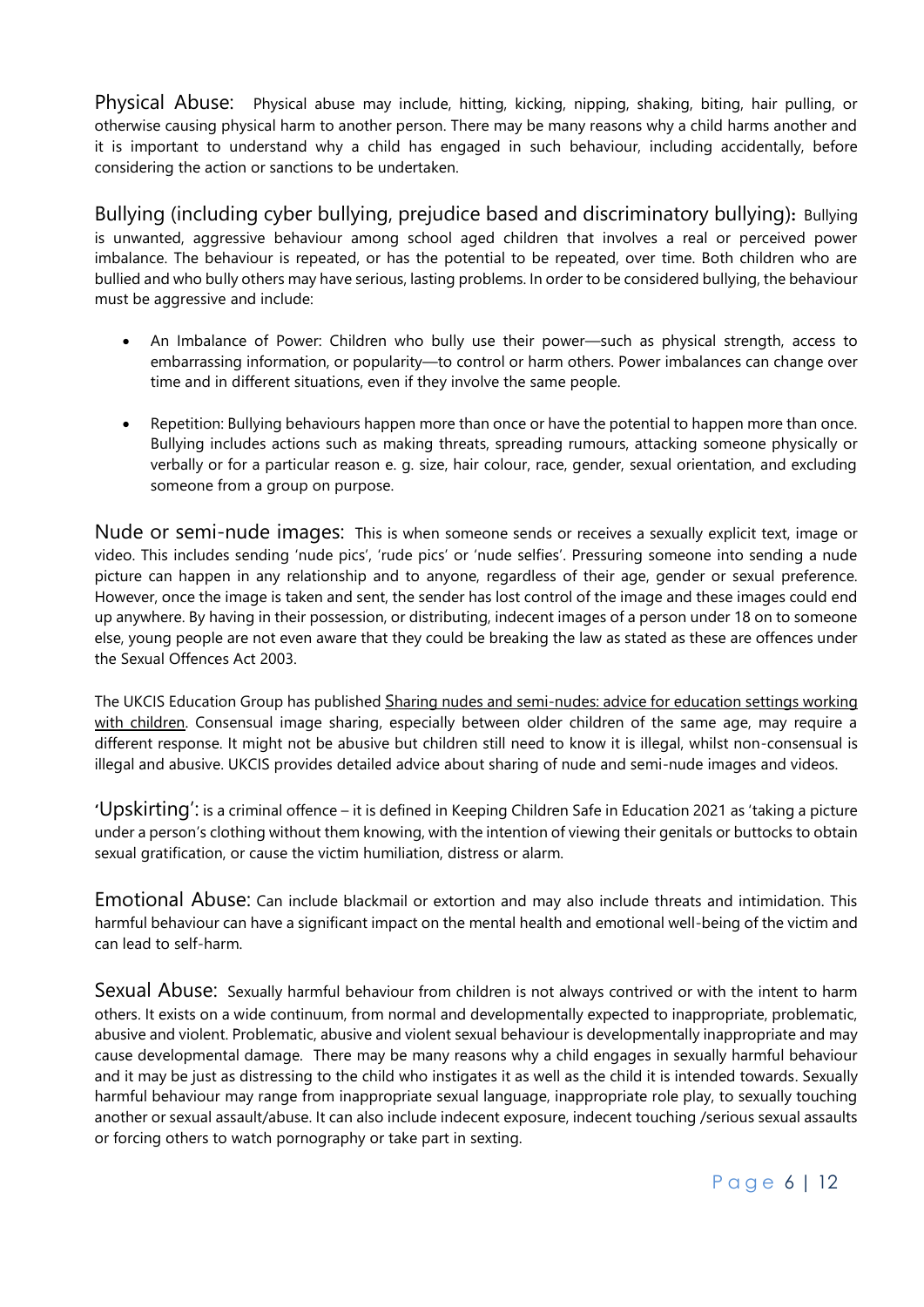Physical Abuse: Physical abuse may include, hitting, kicking, nipping, shaking, biting, hair pulling, or otherwise causing physical harm to another person. There may be many reasons why a child harms another and it is important to understand why a child has engaged in such behaviour, including accidentally, before considering the action or sanctions to be undertaken.

Bullying (including cyber bullying, prejudice based and discriminatory bullying)**:** Bullying is unwanted, aggressive behaviour among school aged children that involves a real or perceived power imbalance. The behaviour is repeated, or has the potential to be repeated, over time. Both children who are bullied and who bully others may have serious, lasting problems. In order to be considered bullying, the behaviour must be aggressive and include:

- An Imbalance of Power: Children who bully use their power—such as physical strength, access to embarrassing information, or popularity—to control or harm others. Power imbalances can change over time and in different situations, even if they involve the same people.
- Repetition: Bullying behaviours happen more than once or have the potential to happen more than once. Bullying includes actions such as making threats, spreading rumours, attacking someone physically or verbally or for a particular reason e. g. size, hair colour, race, gender, sexual orientation, and excluding someone from a group on purpose.

Nude or semi-nude images: This is when someone sends or receives a sexually explicit text, image or video. This includes sending 'nude pics', 'rude pics' or 'nude selfies'. Pressuring someone into sending a nude picture can happen in any relationship and to anyone, regardless of their age, gender or sexual preference. However, once the image is taken and sent, the sender has lost control of the image and these images could end up anywhere. By having in their possession, or distributing, indecent images of a person under 18 on to someone else, young people are not even aware that they could be breaking the law as stated as these are offences under the Sexual Offences Act 2003.

The UKCIS Education Group has published Sharing nudes and semi-nudes: advice for education settings working with children. Consensual image sharing, especially between older children of the same age, may require a different response. It might not be abusive but children still need to know it is illegal, whilst non-consensual is illegal and abusive. UKCIS provides detailed advice about sharing of nude and semi-nude images and videos.

'Upskirting': is a criminal offence – it is defined in Keeping Children Safe in Education 2021 as 'taking a picture under a person's clothing without them knowing, with the intention of viewing their genitals or buttocks to obtain sexual gratification, or cause the victim humiliation, distress or alarm.

Emotional Abuse: Can include blackmail or extortion and may also include threats and intimidation. This harmful behaviour can have a significant impact on the mental health and emotional well-being of the victim and can lead to self-harm.

Sexual Abuse: Sexually harmful behaviour from children is not always contrived or with the intent to harm others. It exists on a wide continuum, from normal and developmentally expected to inappropriate, problematic, abusive and violent. Problematic, abusive and violent sexual behaviour is developmentally inappropriate and may cause developmental damage. There may be many reasons why a child engages in sexually harmful behaviour and it may be just as distressing to the child who instigates it as well as the child it is intended towards. Sexually harmful behaviour may range from inappropriate sexual language, inappropriate role play, to sexually touching another or sexual assault/abuse. It can also include indecent exposure, indecent touching /serious sexual assaults or forcing others to watch pornography or take part in sexting.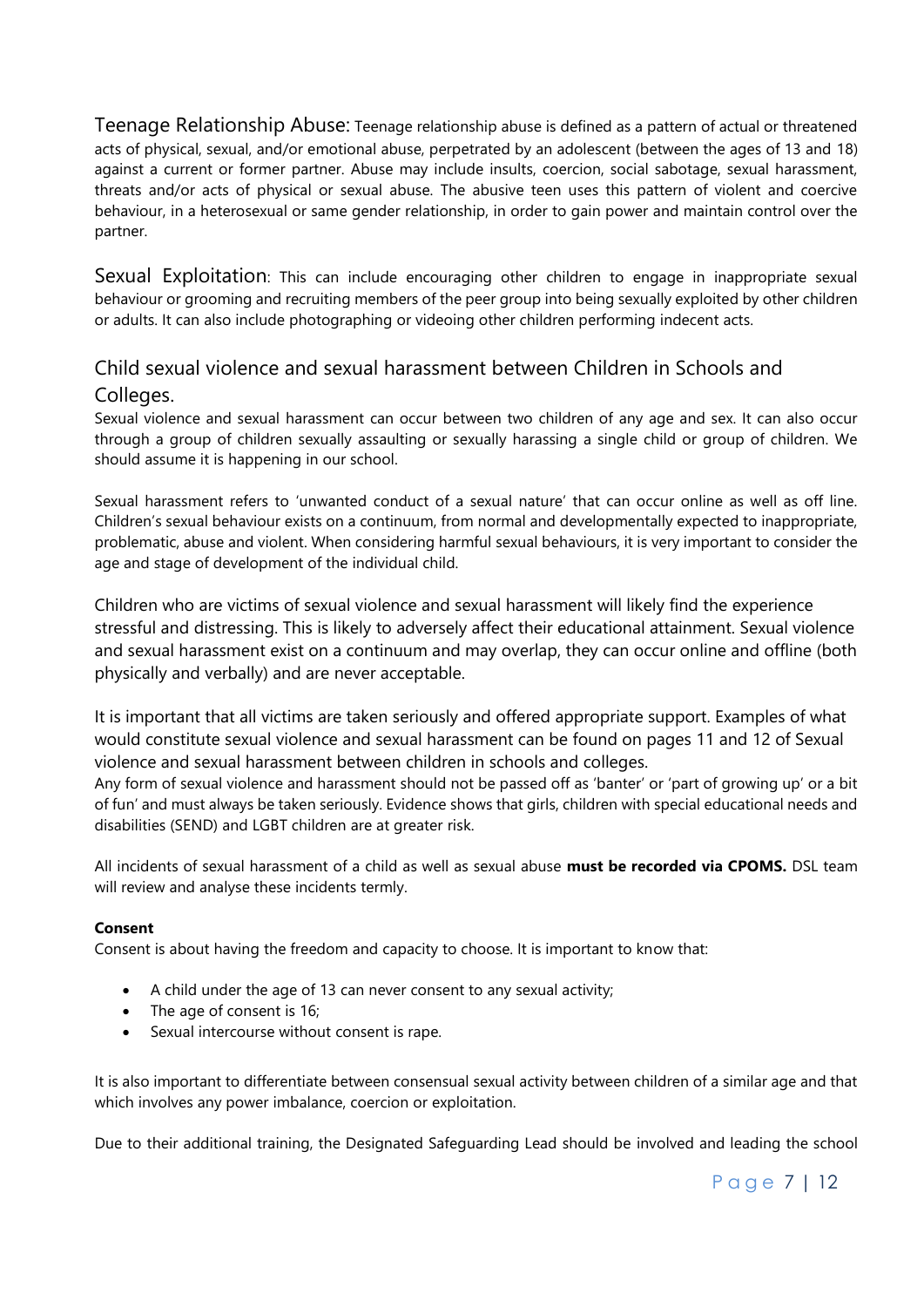**Teenage Relationship Abuse:** Teenage relationship abuse is defined as a pattern of actual or threatened acts of physical, sexual, and/or emotional abuse, perpetrated by an adolescent (between the ages of 13 and 18) against a current or former partner. Abuse may include insults, coercion, social sabotage, sexual harassment, threats and/or acts of physical or sexual abuse. The abusive teen uses this pattern of violent and coercive behaviour, in a heterosexual or same gender relationship, in order to gain power and maintain control over the partner.

**Sexual Exploitation**: This can include encouraging other children to engage in inappropriate sexual behaviour or grooming and recruiting members of the peer group into being sexually exploited by other children or adults. It can also include photographing or videoing other children performing indecent acts.

## Child sexual violence and sexual harassment between Children in Schools and Colleges.

Sexual violence and sexual harassment can occur between two children of any age and sex. It can also occur through a group of children sexually assaulting or sexually harassing a single child or group of children. We should assume it is happening in our school.

Sexual harassment refers to 'unwanted conduct of a sexual nature' that can occur online as well as off line. Children's sexual behaviour exists on a continuum, from normal and developmentally expected to inappropriate, problematic, abuse and violent. When considering harmful sexual behaviours, it is very important to consider the age and stage of development of the individual child.

Children who are victims of sexual violence and sexual harassment will likely find the experience stressful and distressing. This is likely to adversely affect their educational attainment. Sexual violence and sexual harassment exist on a continuum and may overlap, they can occur online and offline (both physically and verbally) and are never acceptable.

It is important that all victims are taken seriously and offered appropriate support. Examples of what would constitute sexual violence and sexual harassment can be found on pages 11 and 12 of Sexual violence and sexual harassment between children in schools and colleges.
Any form of sexual violence and harassment should not be passed off as 'banter' or 'part of growing up' or a bit of fun' and must always be taken seriously. Evidence shows that girls, children with special educational needs and disabilities (SEND) and LGBT children are at greater risk.

All incidents of sexual harassment of a child as well as sexual abuse **must be recorded via CPOMS.** DSL team will review and analyse these incidents termly.

**Consent**

Consent is about having the freedom and capacity to choose. It is important to know that:

- A child under the age of 13 can never consent to any sexual activity;
- The age of consent is 16;
- Sexual intercourse without consent is rape.

It is also important to differentiate between consensual sexual activity between children of a similar age and that which involves any power imbalance, coercion or exploitation.

Due to their additional training, the Designated Safeguarding Lead should be involved and leading the school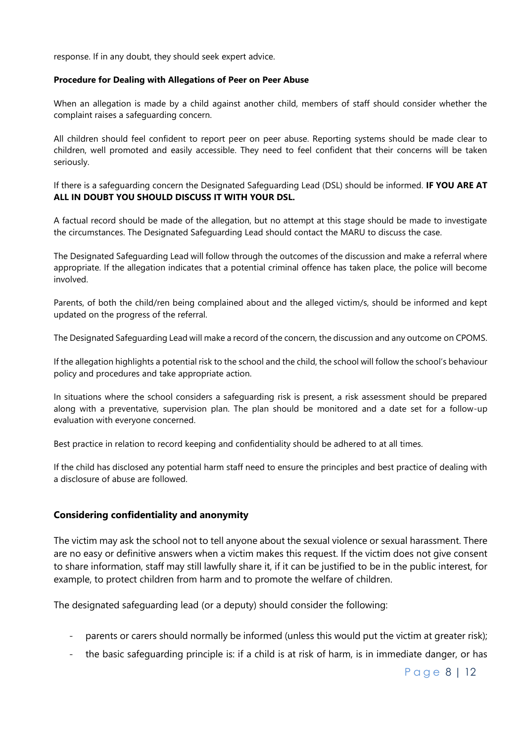response. If in any doubt, they should seek expert advice.

**Procedure for Dealing with Allegations of Peer on Peer Abuse**

When an allegation is made by a child against another child, members of staff should consider whether the complaint raises a safeguarding concern.

All children should feel confident to report peer on peer abuse. Reporting systems should be made clear to children, well promoted and easily accessible. They need to feel confident that their concerns will be taken seriously.

If there is a safeguarding concern the Designated Safeguarding Lead (DSL) should be informed. **IF YOU ARE AT ALL IN DOUBT YOU SHOULD DISCUSS IT WITH YOUR DSL.**

A factual record should be made of the allegation, but no attempt at this stage should be made to investigate the circumstances. The Designated Safeguarding Lead should contact the MARU to discuss the case.

The Designated Safeguarding Lead will follow through the outcomes of the discussion and make a referral where appropriate. If the allegation indicates that a potential criminal offence has taken place, the police will become involved.

Parents, of both the child/ren being complained about and the alleged victim/s, should be informed and kept updated on the progress of the referral.

The Designated Safeguarding Lead will make a record of the concern, the discussion and any outcome on CPOMS.

If the allegation highlights a potential risk to the school and the child, the school will follow the school's behaviour policy and procedures and take appropriate action.

In situations where the school considers a safeguarding risk is present, a risk assessment should be prepared along with a preventative, supervision plan. The plan should be monitored and a date set for a follow-up evaluation with everyone concerned.

Best practice in relation to record keeping and confidentiality should be adhered to at all times.

If the child has disclosed any potential harm staff need to ensure the principles and best practice of dealing with a disclosure of abuse are followed.

### Considering confidentiality and anonymity

The victim may ask the school not to tell anyone about the sexual violence or sexual harassment. There are no easy or definitive answers when a victim makes this request. If the victim does not give consent to share information, staff may still lawfully share it, if it can be justified to be in the public interest, for example, to protect children from harm and to promote the welfare of children.

The designated safeguarding lead (or a deputy) should consider the following:

- parents or carers should normally be informed (unless this would put the victim at greater risk);
- the basic safeguarding principle is: if a child is at risk of harm, is in immediate danger, or has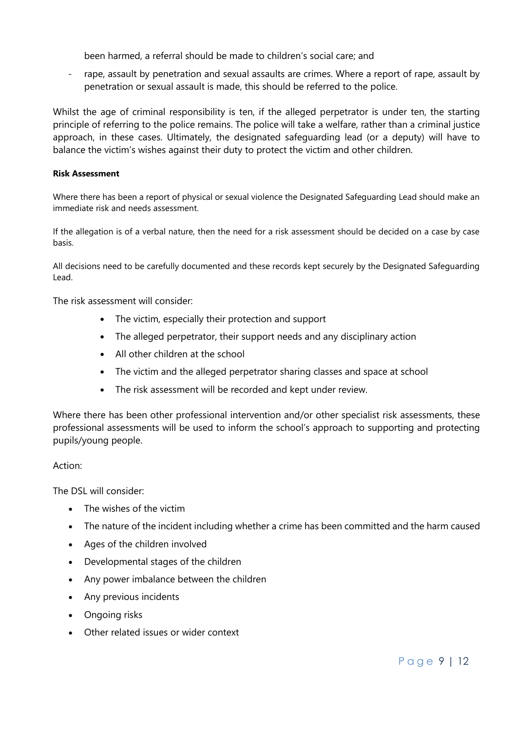been harmed, a referral should be made to children's social care; and

- rape, assault by penetration and sexual assaults are crimes. Where a report of rape, assault by penetration or sexual assault is made, this should be referred to the police.

Whilst the age of criminal responsibility is ten, if the alleged perpetrator is under ten, the starting principle of referring to the police remains. The police will take a welfare, rather than a criminal justice approach, in these cases. Ultimately, the designated safeguarding lead (or a deputy) will have to balance the victim's wishes against their duty to protect the victim and other children.

**Risk Assessment**

Where there has been a report of physical or sexual violence the Designated Safeguarding Lead should make an immediate risk and needs assessment.

If the allegation is of a verbal nature, then the need for a risk assessment should be decided on a case by case basis.

All decisions need to be carefully documented and these records kept securely by the Designated Safeguarding Lead.

The risk assessment will consider:

- The victim, especially their protection and support
- The alleged perpetrator, their support needs and any disciplinary action
- All other children at the school
- The victim and the alleged perpetrator sharing classes and space at school
- The risk assessment will be recorded and kept under review.

Where there has been other professional intervention and/or other specialist risk assessments, these professional assessments will be used to inform the school's approach to supporting and protecting pupils/young people.

Action:

The DSL will consider:

- The wishes of the victim
- The nature of the incident including whether a crime has been committed and the harm caused
- Ages of the children involved
- Developmental stages of the children
- Any power imbalance between the children
- Any previous incidents
- Ongoing risks
- Other related issues or wider context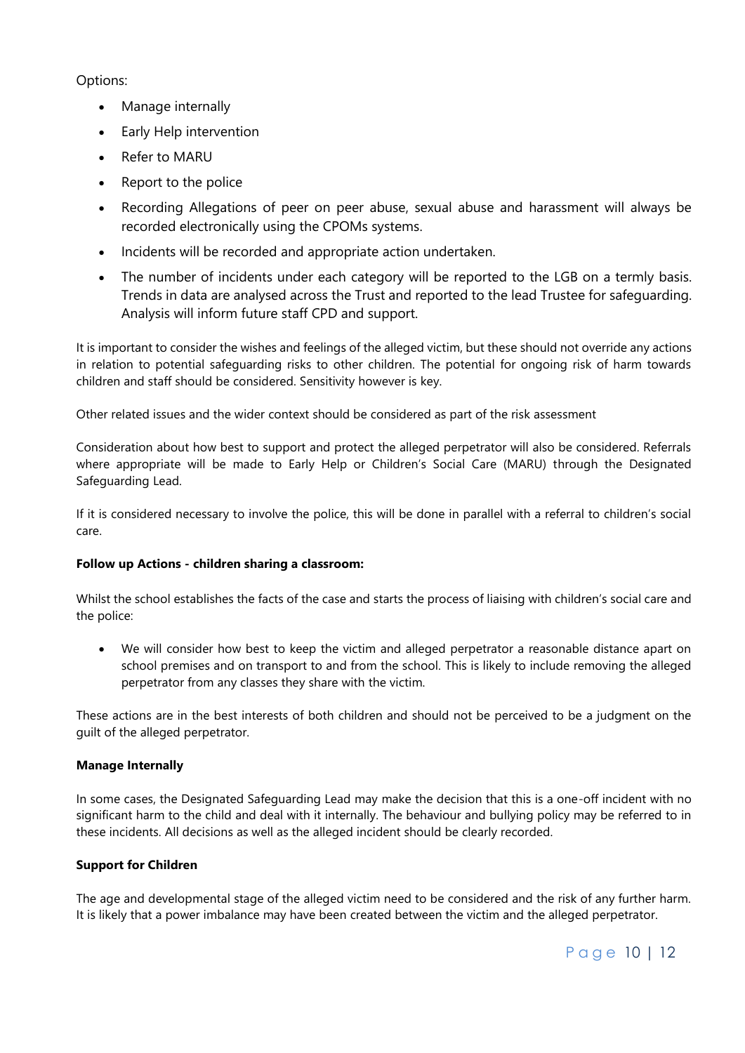Options:

- Manage internally
- Early Help intervention
- Refer to MARU
- Report to the police
- Recording Allegations of peer on peer abuse, sexual abuse and harassment will always be recorded electronically using the CPOMs systems.
- Incidents will be recorded and appropriate action undertaken.
- The number of incidents under each category will be reported to the LGB on a termly basis. Trends in data are analysed across the Trust and reported to the lead Trustee for safeguarding. Analysis will inform future staff CPD and support.

It is important to consider the wishes and feelings of the alleged victim, but these should not override any actions in relation to potential safeguarding risks to other children. The potential for ongoing risk of harm towards children and staff should be considered. Sensitivity however is key.

Other related issues and the wider context should be considered as part of the risk assessment

Consideration about how best to support and protect the alleged perpetrator will also be considered. Referrals where appropriate will be made to Early Help or Children's Social Care (MARU) through the Designated Safeguarding Lead.

If it is considered necessary to involve the police, this will be done in parallel with a referral to children's social care.

**Follow up Actions - children sharing a classroom:**

Whilst the school establishes the facts of the case and starts the process of liaising with children's social care and the police:

- We will consider how best to keep the victim and alleged perpetrator a reasonable distance apart on school premises and on transport to and from the school. This is likely to include removing the alleged perpetrator from any classes they share with the victim.

These actions are in the best interests of both children and should not be perceived to be a judgment on the guilt of the alleged perpetrator.

**Manage Internally**

In some cases, the Designated Safeguarding Lead may make the decision that this is a one-off incident with no significant harm to the child and deal with it internally. The behaviour and bullying policy may be referred to in these incidents. All decisions as well as the alleged incident should be clearly recorded.

**Support for Children**

The age and developmental stage of the alleged victim need to be considered and the risk of any further harm. It is likely that a power imbalance may have been created between the victim and the alleged perpetrator.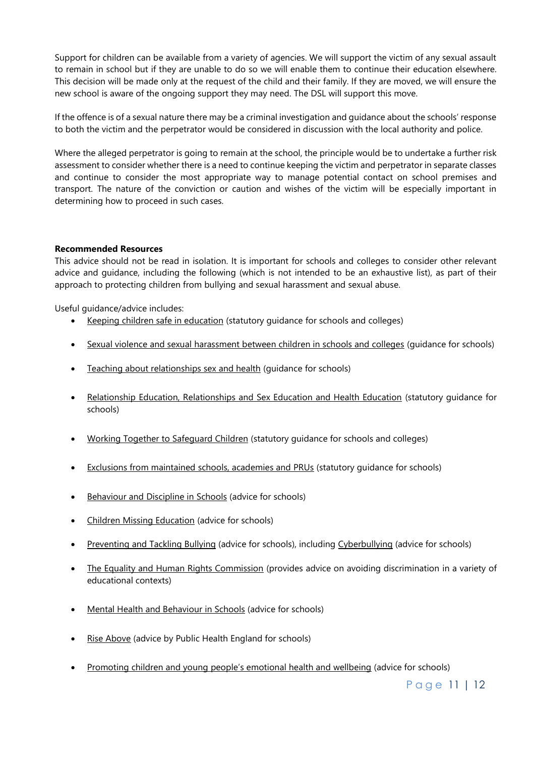Support for children can be available from a variety of agencies. We will support the victim of any sexual assault to remain in school but if they are unable to do so we will enable them to continue their education elsewhere. This decision will be made only at the request of the child and their family. If they are moved, we will ensure the new school is aware of the ongoing support they may need. The DSL will support this move.

If the offence is of a sexual nature there may be a criminal investigation and guidance about the schools' response to both the victim and the perpetrator would be considered in discussion with the local authority and police.

Where the alleged perpetrator is going to remain at the school, the principle would be to undertake a further risk assessment to consider whether there is a need to continue keeping the victim and perpetrator in separate classes and continue to consider the most appropriate way to manage potential contact on school premises and transport. The nature of the conviction or caution and wishes of the victim will be especially important in determining how to proceed in such cases.

**Recommended Resources**

This advice should not be read in isolation. It is important for schools and colleges to consider other relevant advice and guidance, including the following (which is not intended to be an exhaustive list), as part of their approach to protecting children from bullying and sexual harassment and sexual abuse.

Useful guidance/advice includes:

- Keeping children safe in education (statutory guidance for schools and colleges)
- Sexual violence and sexual harassment between children in schools and colleges (guidance for schools)
- Teaching about relationships sex and health (guidance for schools)
- Relationship Education, Relationships and Sex Education and Health Education (statutory guidance for schools)
- Working Together to Safeguard Children (statutory guidance for schools and colleges)
- Exclusions from maintained schools, academies and PRUs (statutory guidance for schools)
- Behaviour and Discipline in Schools (advice for schools)
- Children Missing Education (advice for schools)
- Preventing and Tackling Bullying (advice for schools), including Cyberbullying (advice for schools)
- The Equality and Human Rights Commission (provides advice on avoiding discrimination in a variety of educational contexts)
- Mental Health and Behaviour in Schools (advice for schools)
- Rise Above (advice by Public Health England for schools)
- Promoting children and young people's emotional health and wellbeing (advice for schools)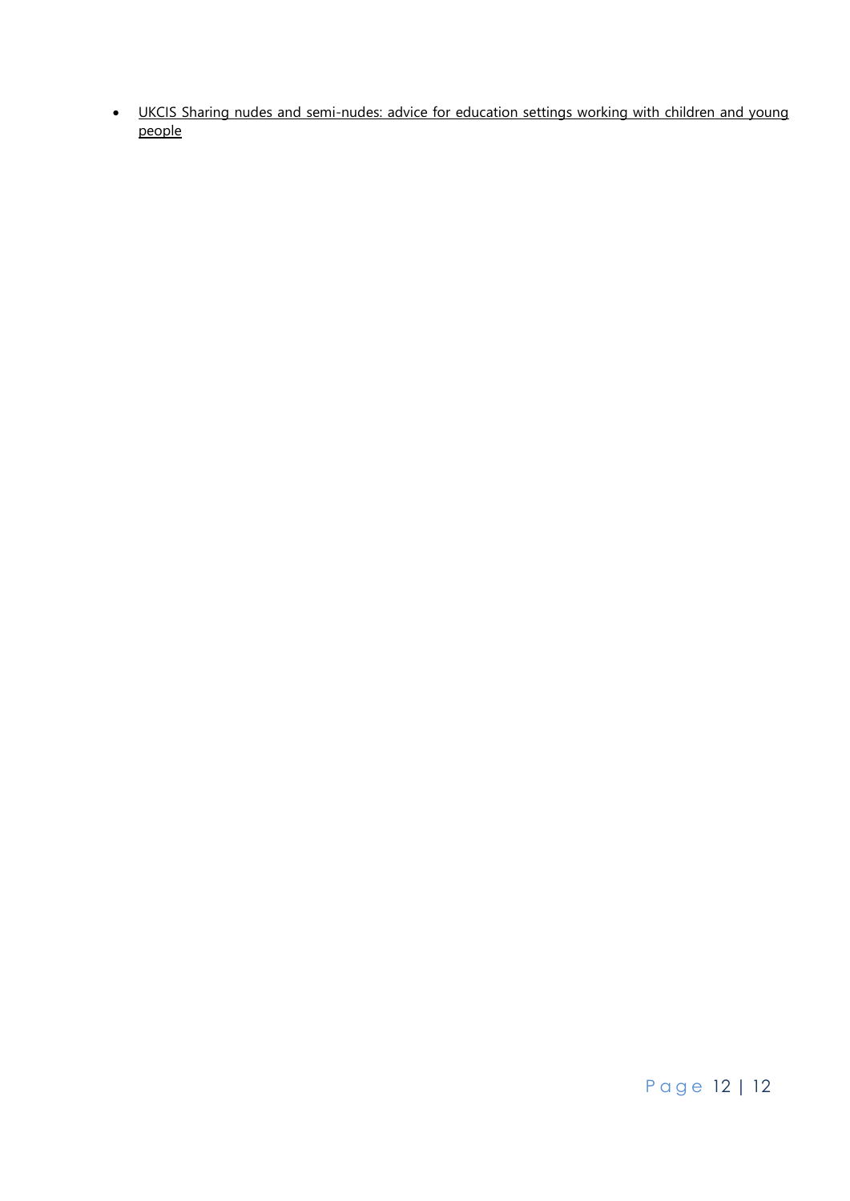- UKCIS Sharing nudes and semi-nudes: advice for education settings working with children and young people